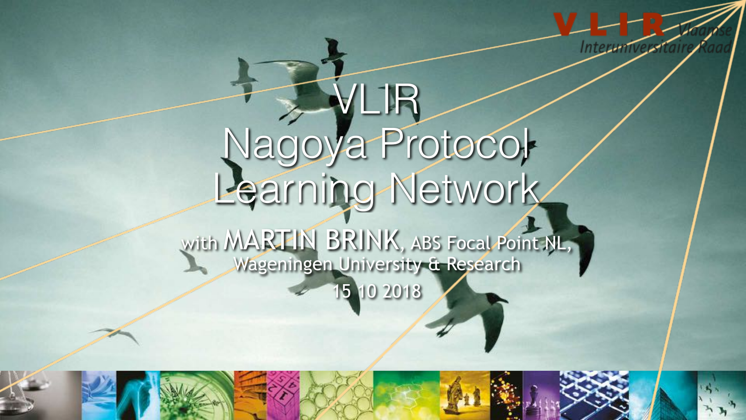VLIR Vlaamse Interuniversitaire Raad

# VLIR Nagoya Protocol Learning Network

with **MARTIN BRINK**, ABS Focal Point NL, Wageningen University & Research

15 10 2018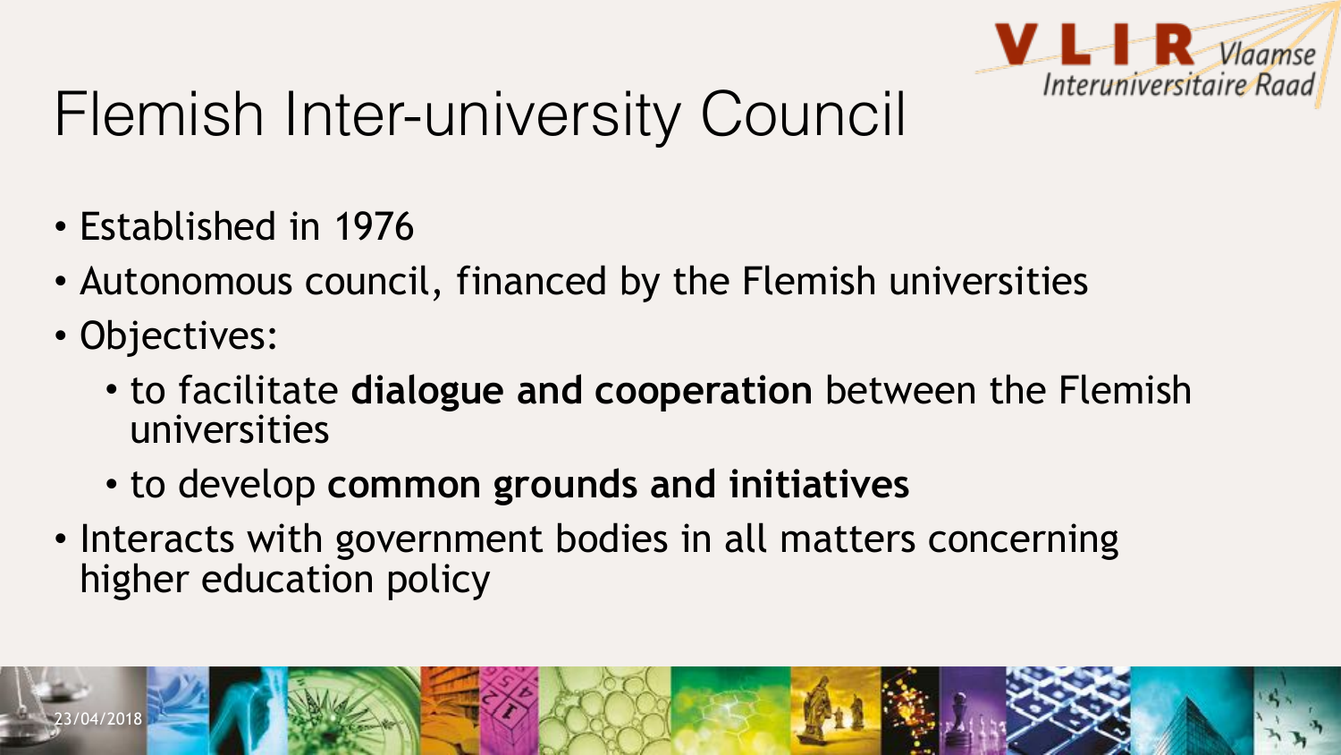# Flemish Inter-university Council

- Established in 1976
- Autonomous council, financed by the Flemish universities
- Objectives:
  - to facilitate **dialogue and cooperation** between the Flemish universities
  - to develop **common grounds and initiatives**
- Interacts with government bodies in all matters concerning higher education policy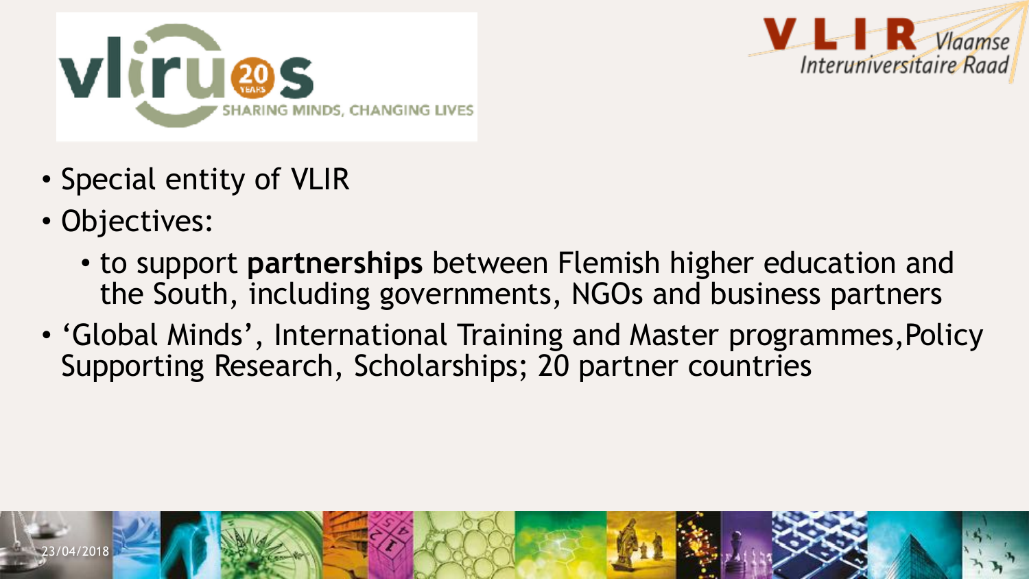- Special entity of VLIR
- Objectives:
  - to support **partnerships** between Flemish higher education and the South, including governments, NGOs and business partners
- 'Global Minds', International Training and Master programmes,Policy Supporting Research, Scholarships; 20 partner countries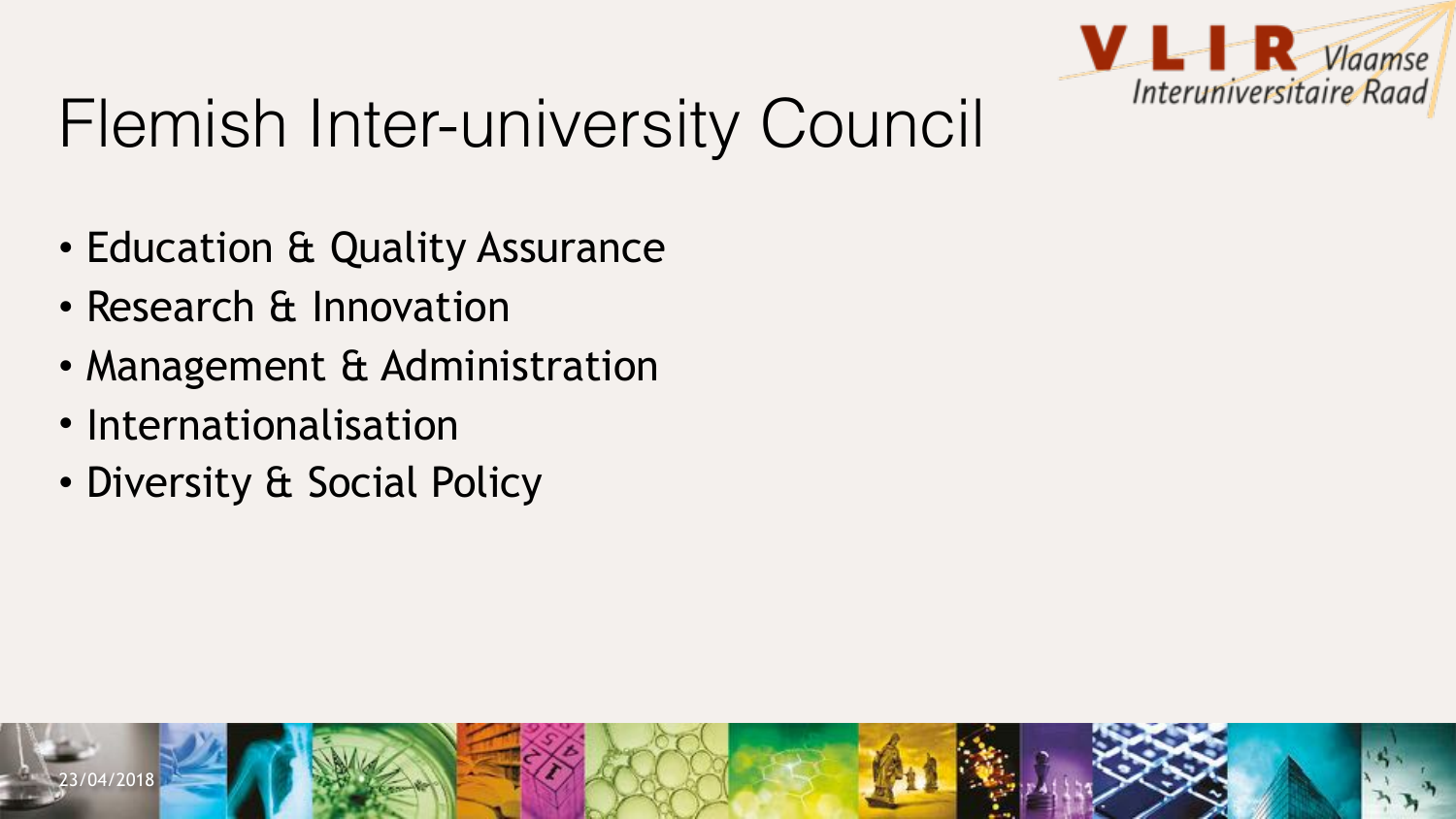# Flemish Inter-university Council

- Education & Quality Assurance
- Research & Innovation
- Management & Administration
- Internationalisation
- Diversity & Social Policy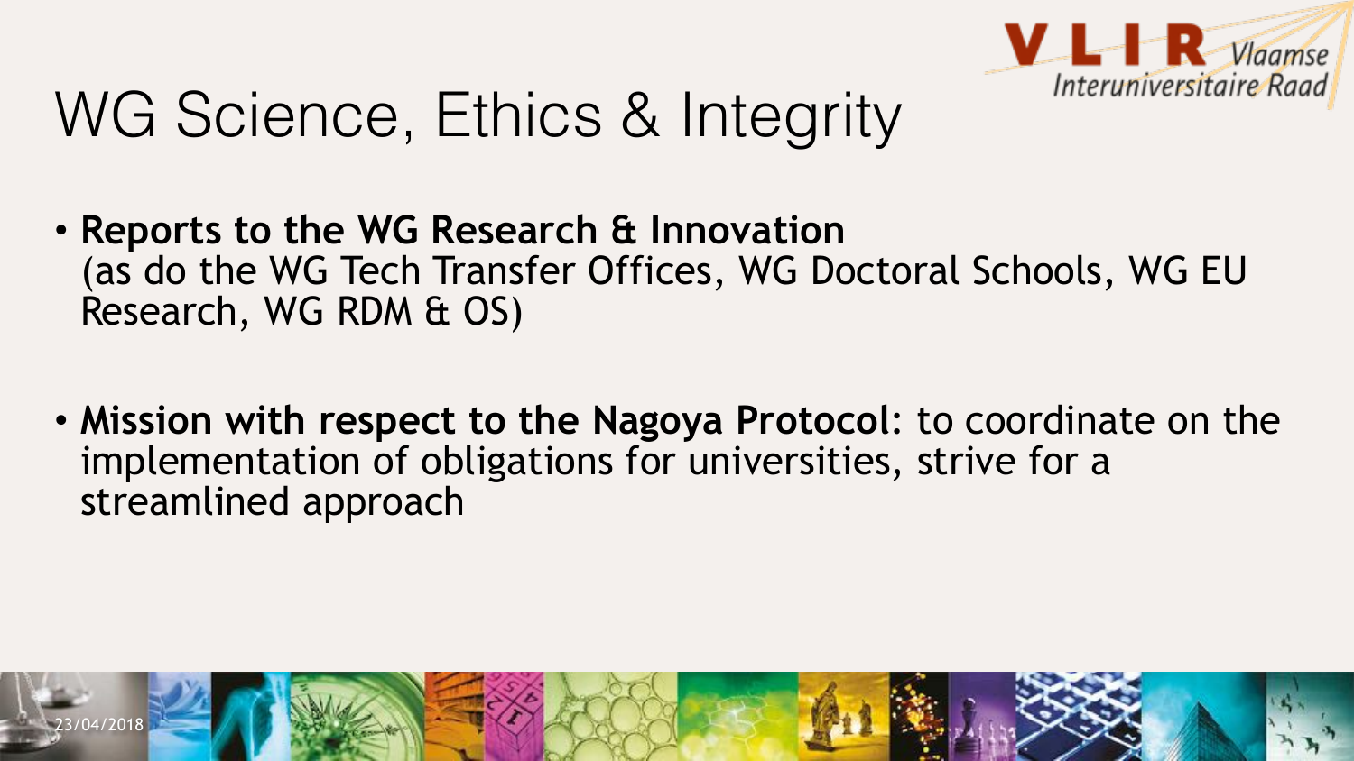# WG Science, Ethics & Integrity

- **Reports to the WG Research & Innovation** (as do the WG Tech Transfer Offices, WG Doctoral Schools, WG EU Research, WG RDM & OS)

- **Mission with respect to the Nagoya Protocol**: to coordinate on the implementation of obligations for universities, strive for a streamlined approach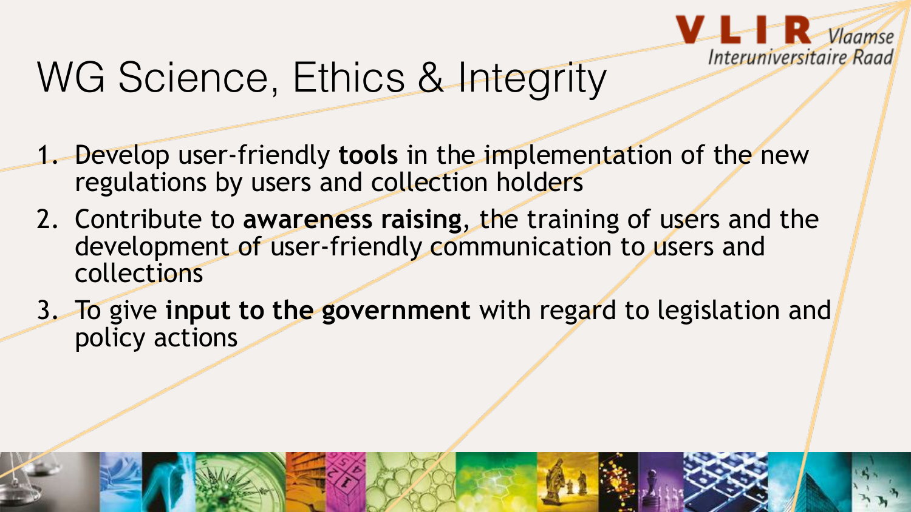# WG Science, Ethics & Integrity

1. Develop user-friendly **tools** in the implementation of the new regulations by users and collection holders
2. Contribute to **awareness raising**, the training of users and the development of user-friendly communication to users and collections
3. To give **input to the government** with regard to legislation and policy actions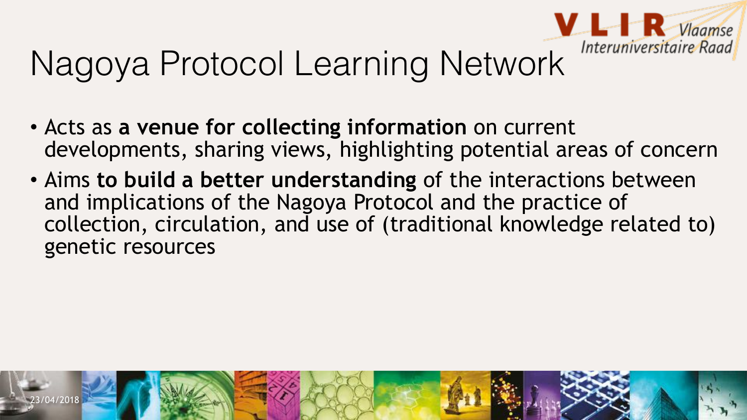# Nagoya Protocol Learning Network

- Acts as **a venue for collecting information** on current developments, sharing views, highlighting potential areas of concern
- Aims **to build a better understanding** of the interactions between and implications of the Nagoya Protocol and the practice of collection, circulation, and use of (traditional knowledge related to) genetic resources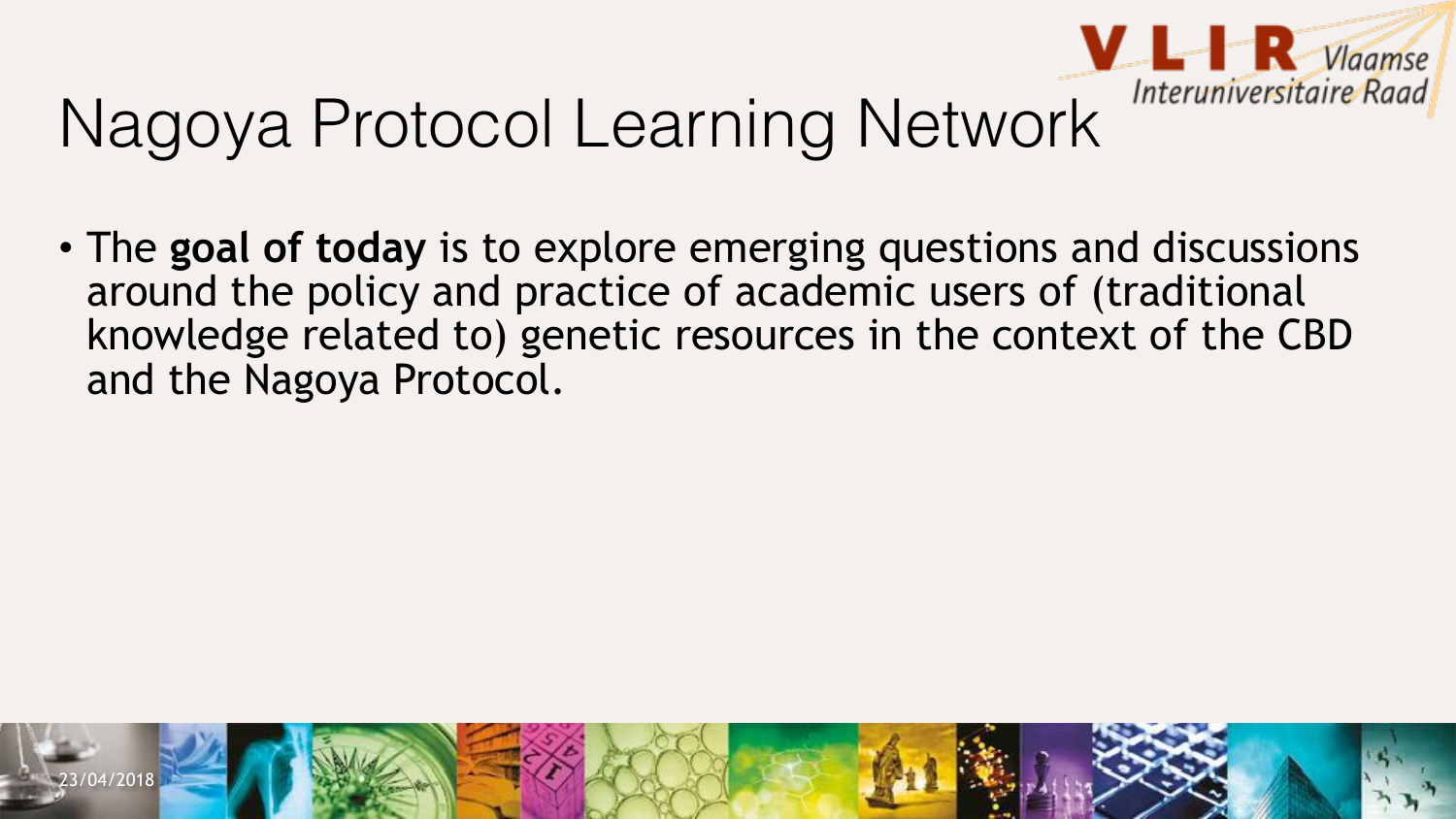# Nagoya Protocol Learning Network

- The **goal of today** is to explore emerging questions and discussions around the policy and practice of academic users of (traditional knowledge related to) genetic resources in the context of the CBD and the Nagoya Protocol.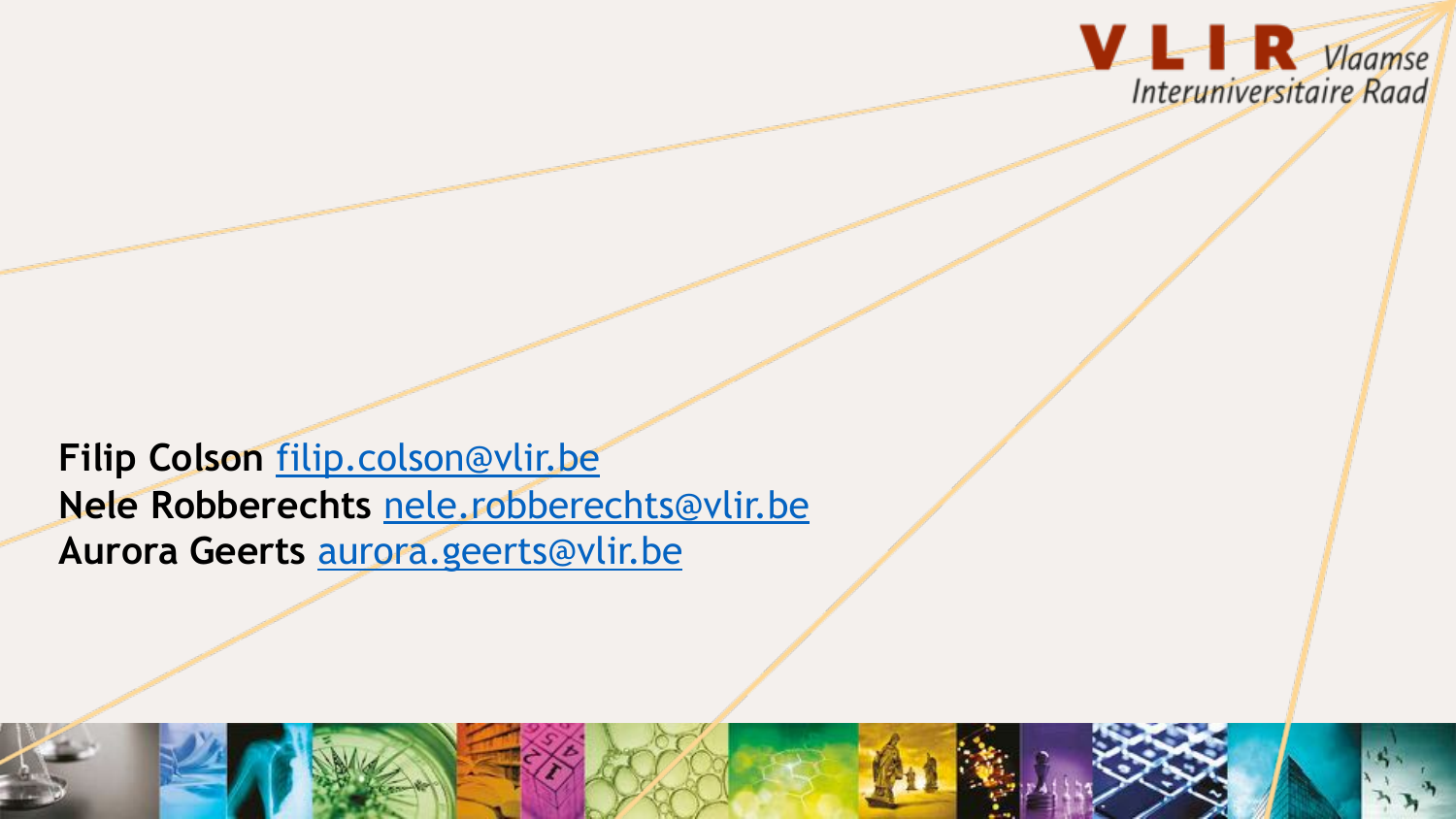**Filip Colson** filip.colson@vlir.be
**Nele Robberechts** nele.robberechts@vlir.be
**Aurora Geerts** aurora.geerts@vlir.be